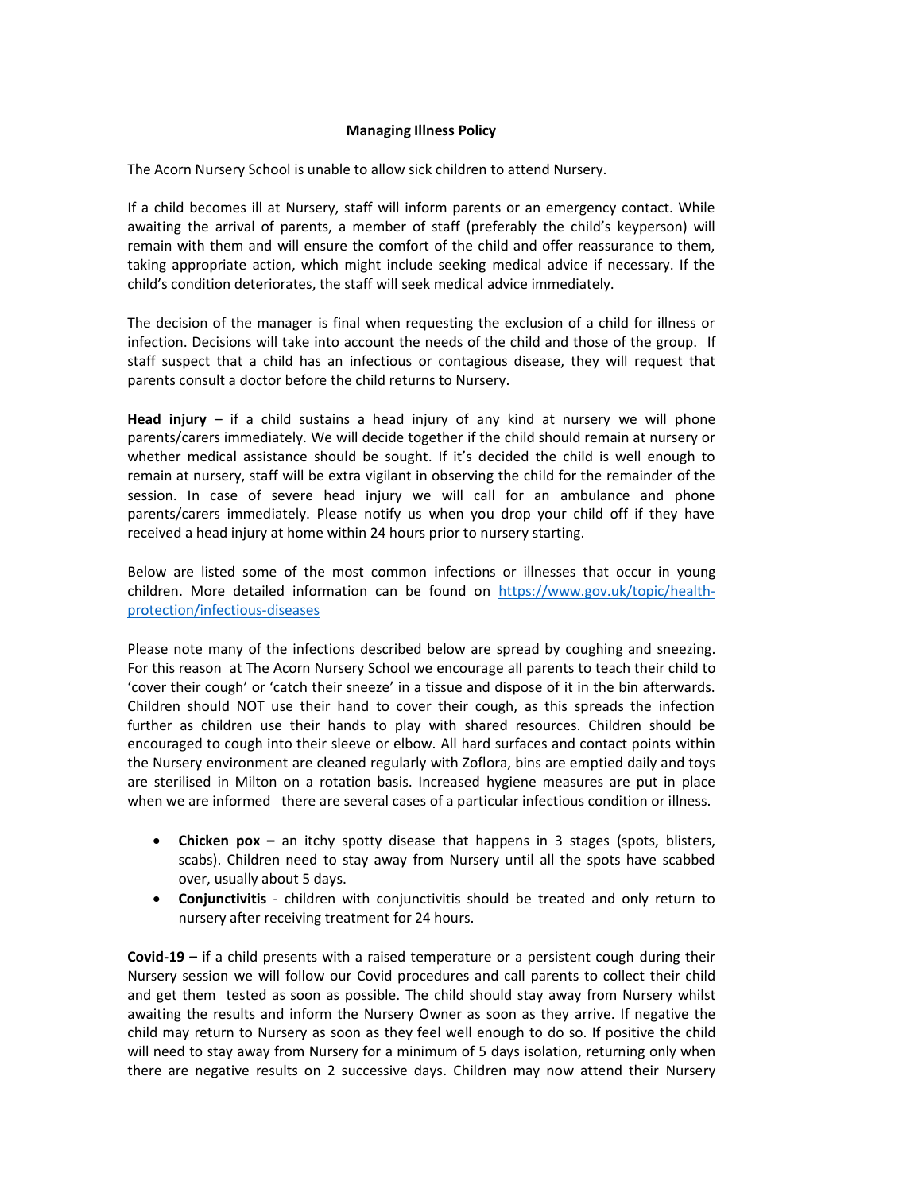# Managing Illness Policy

The Acorn Nursery School is unable to allow sick children to attend Nursery.

If a child becomes ill at Nursery, staff will inform parents or an emergency contact. While awaiting the arrival of parents, a member of staff (preferably the child's keyperson) will remain with them and will ensure the comfort of the child and offer reassurance to them, taking appropriate action, which might include seeking medical advice if necessary. If the child's condition deteriorates, the staff will seek medical advice immediately.

The decision of the manager is final when requesting the exclusion of a child for illness or infection. Decisions will take into account the needs of the child and those of the group. If staff suspect that a child has an infectious or contagious disease, they will request that parents consult a doctor before the child returns to Nursery.

**Head injury** – if a child sustains a head injury of any kind at nursery we will phone parents/carers immediately. We will decide together if the child should remain at nursery or whether medical assistance should be sought. If it's decided the child is well enough to remain at nursery, staff will be extra vigilant in observing the child for the remainder of the session. In case of severe head injury we will call for an ambulance and phone parents/carers immediately. Please notify us when you drop your child off if they have received a head injury at home within 24 hours prior to nursery starting.

Below are listed some of the most common infections or illnesses that occur in young children. More detailed information can be found on [https://www.gov.uk/topic/health-protection/infectious-diseases](https://www.gov.uk/topic/health-protection/infectious-diseases)

Please note many of the infections described below are spread by coughing and sneezing. For this reason at The Acorn Nursery School we encourage all parents to teach their child to 'cover their cough' or 'catch their sneeze' in a tissue and dispose of it in the bin afterwards. Children should NOT use their hand to cover their cough, as this spreads the infection further as children use their hands to play with shared resources. Children should be encouraged to cough into their sleeve or elbow. All hard surfaces and contact points within the Nursery environment are cleaned regularly with Zoflora, bins are emptied daily and toys are sterilised in Milton on a rotation basis. Increased hygiene measures are put in place when we are informed there are several cases of a particular infectious condition or illness.

- **Chicken pox –** an itchy spotty disease that happens in 3 stages (spots, blisters, scabs). Children need to stay away from Nursery until all the spots have scabbed over, usually about 5 days.
- **Conjunctivitis** - children with conjunctivitis should be treated and only return to nursery after receiving treatment for 24 hours.

**Covid-19 –** if a child presents with a raised temperature or a persistent cough during their Nursery session we will follow our Covid procedures and call parents to collect their child and get them tested as soon as possible. The child should stay away from Nursery whilst awaiting the results and inform the Nursery Owner as soon as they arrive. If negative the child may return to Nursery as soon as they feel well enough to do so. If positive the child will need to stay away from Nursery for a minimum of 5 days isolation, returning only when there are negative results on 2 successive days. Children may now attend their Nursery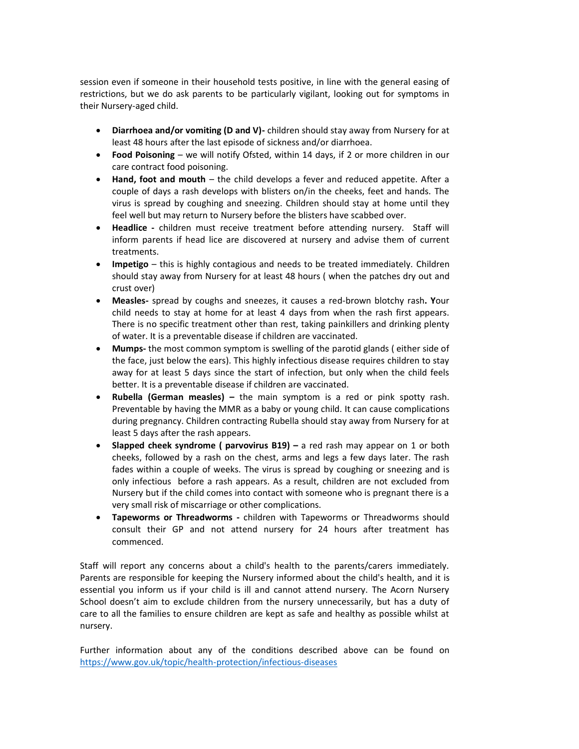session even if someone in their household tests positive, in line with the general easing of restrictions, but we do ask parents to be particularly vigilant, looking out for symptoms in their Nursery-aged child.

- **Diarrhoea and/or vomiting (D and V)-** children should stay away from Nursery for at least 48 hours after the last episode of sickness and/or diarrhoea.
- **Food Poisoning** – we will notify Ofsted, within 14 days, if 2 or more children in our care contract food poisoning.
- **Hand, foot and mouth** – the child develops a fever and reduced appetite. After a couple of days a rash develops with blisters on/in the cheeks, feet and hands. The virus is spread by coughing and sneezing. Children should stay at home until they feel well but may return to Nursery before the blisters have scabbed over.
- **Headlice -** children must receive treatment before attending nursery. Staff will inform parents if head lice are discovered at nursery and advise them of current treatments.
- **Impetigo** – this is highly contagious and needs to be treated immediately. Children should stay away from Nursery for at least 48 hours ( when the patches dry out and crust over)
- **Measles-** spread by coughs and sneezes, it causes a red-brown blotchy rash**. Y**our child needs to stay at home for at least 4 days from when the rash first appears. There is no specific treatment other than rest, taking painkillers and drinking plenty of water. It is a preventable disease if children are vaccinated.
- **Mumps-** the most common symptom is swelling of the parotid glands ( either side of the face, just below the ears). This highly infectious disease requires children to stay away for at least 5 days since the start of infection, but only when the child feels better. It is a preventable disease if children are vaccinated.
- **Rubella (German measles) –** the main symptom is a red or pink spotty rash. Preventable by having the MMR as a baby or young child. It can cause complications during pregnancy. Children contracting Rubella should stay away from Nursery for at least 5 days after the rash appears.
- **Slapped cheek syndrome ( parvovirus B19) –** a red rash may appear on 1 or both cheeks, followed by a rash on the chest, arms and legs a few days later. The rash fades within a couple of weeks. The virus is spread by coughing or sneezing and is only infectious before a rash appears. As a result, children are not excluded from Nursery but if the child comes into contact with someone who is pregnant there is a very small risk of miscarriage or other complications.
- **Tapeworms or Threadworms -** children with Tapeworms or Threadworms should consult their GP and not attend nursery for 24 hours after treatment has commenced.

Staff will report any concerns about a child's health to the parents/carers immediately. Parents are responsible for keeping the Nursery informed about the child's health, and it is essential you inform us if your child is ill and cannot attend nursery. The Acorn Nursery School doesn't aim to exclude children from the nursery unnecessarily, but has a duty of care to all the families to ensure children are kept as safe and healthy as possible whilst at nursery.

Further information about any of the conditions described above can be found on https://www.gov.uk/topic/health-protection/infectious-diseases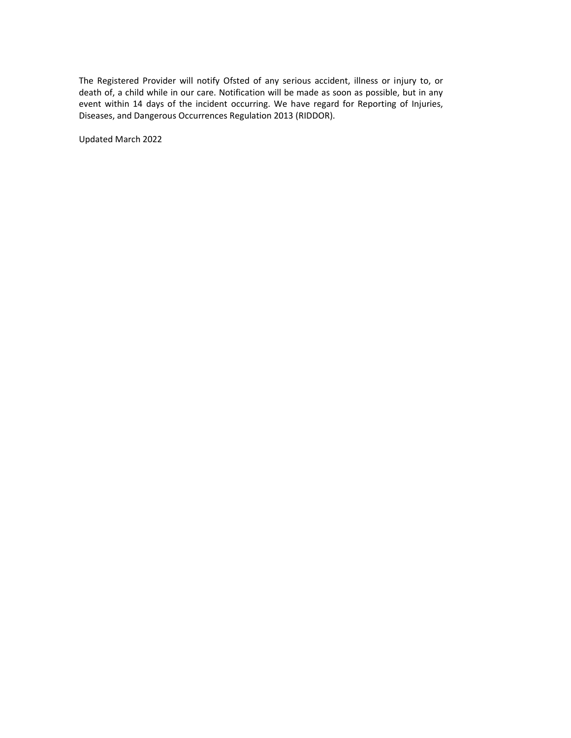The Registered Provider will notify Ofsted of any serious accident, illness or injury to, or death of, a child while in our care. Notification will be made as soon as possible, but in any event within 14 days of the incident occurring. We have regard for Reporting of Injuries, Diseases, and Dangerous Occurrences Regulation 2013 (RIDDOR).

Updated March 2022